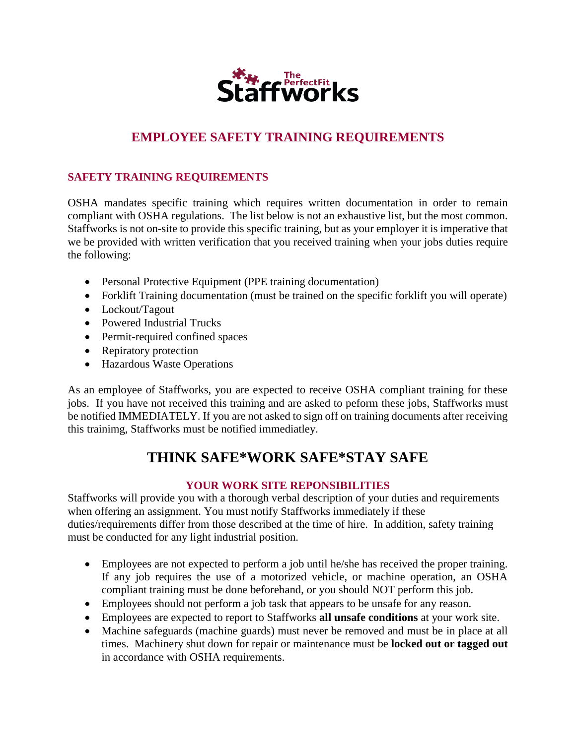Staffworks The PerfectFit

# EMPLOYEE SAFETY TRAINING REQUIREMENTS

## SAFETY TRAINING REQUIREMENTS

OSHA mandates specific training which requires written documentation in order to remain compliant with OSHA regulations. The list below is not an exhaustive list, but the most common. Staffworks is not on-site to provide this specific training, but as your employer it is imperative that we be provided with written verification that you received training when your jobs duties require the following:

- Personal Protective Equipment (PPE training documentation)
- Forklift Training documentation (must be trained on the specific forklift you will operate)
- Lockout/Tagout
- Powered Industrial Trucks
- Permit-required confined spaces
- Repiratory protection
- Hazardous Waste Operations

As an employee of Staffworks, you are expected to receive OSHA compliant training for these jobs. If you have not received this training and are asked to peform these jobs, Staffworks must be notified IMMEDIATELY. If you are not asked to sign off on training documents after receiving this trainimg, Staffworks must be notified immediatley.

# THINK SAFE*WORK SAFE*STAY SAFE

### YOUR WORK SITE REPONSIBILITIES

Staffworks will provide you with a thorough verbal description of your duties and requirements when offering an assignment. You must notify Staffworks immediately if these duties/requirements differ from those described at the time of hire. In addition, safety training must be conducted for any light industrial position.

- Employees are not expected to perform a job until he/she has received the proper training. If any job requires the use of a motorized vehicle, or machine operation, an OSHA compliant training must be done beforehand, or you should NOT perform this job.
- Employees should not perform a job task that appears to be unsafe for any reason.
- Employees are expected to report to Staffworks **all unsafe conditions** at your work site.
- Machine safeguards (machine guards) must never be removed and must be in place at all times. Machinery shut down for repair or maintenance must be **locked out or tagged out** in accordance with OSHA requirements.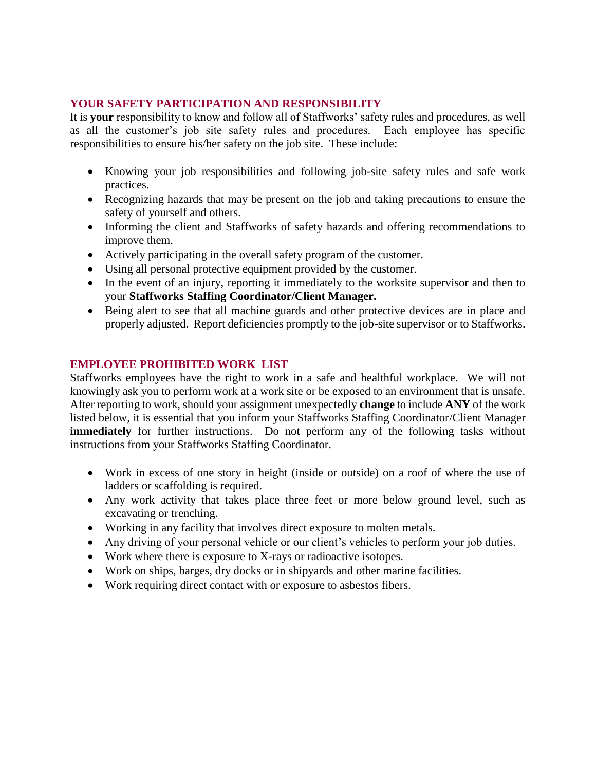## YOUR SAFETY PARTICIPATION AND RESPONSIBILITY

It is **your** responsibility to know and follow all of Staffworks' safety rules and procedures, as well as all the customer's job site safety rules and procedures. Each employee has specific responsibilities to ensure his/her safety on the job site. These include:

- Knowing your job responsibilities and following job-site safety rules and safe work practices.
- Recognizing hazards that may be present on the job and taking precautions to ensure the safety of yourself and others.
- Informing the client and Staffworks of safety hazards and offering recommendations to improve them.
- Actively participating in the overall safety program of the customer.
- Using all personal protective equipment provided by the customer.
- In the event of an injury, reporting it immediately to the worksite supervisor and then to your **Staffworks Staffing Coordinator/Client Manager.**
- Being alert to see that all machine guards and other protective devices are in place and properly adjusted. Report deficiencies promptly to the job-site supervisor or to Staffworks.

## EMPLOYEE PROHIBITED WORK LIST

Staffworks employees have the right to work in a safe and healthful workplace. We will not knowingly ask you to perform work at a work site or be exposed to an environment that is unsafe. After reporting to work, should your assignment unexpectedly **change** to include **ANY** of the work listed below, it is essential that you inform your Staffworks Staffing Coordinator/Client Manager **immediately** for further instructions. Do not perform any of the following tasks without instructions from your Staffworks Staffing Coordinator.

- Work in excess of one story in height (inside or outside) on a roof of where the use of ladders or scaffolding is required.
- Any work activity that takes place three feet or more below ground level, such as excavating or trenching.
- Working in any facility that involves direct exposure to molten metals.
- Any driving of your personal vehicle or our client's vehicles to perform your job duties.
- Work where there is exposure to X-rays or radioactive isotopes.
- Work on ships, barges, dry docks or in shipyards and other marine facilities.
- Work requiring direct contact with or exposure to asbestos fibers.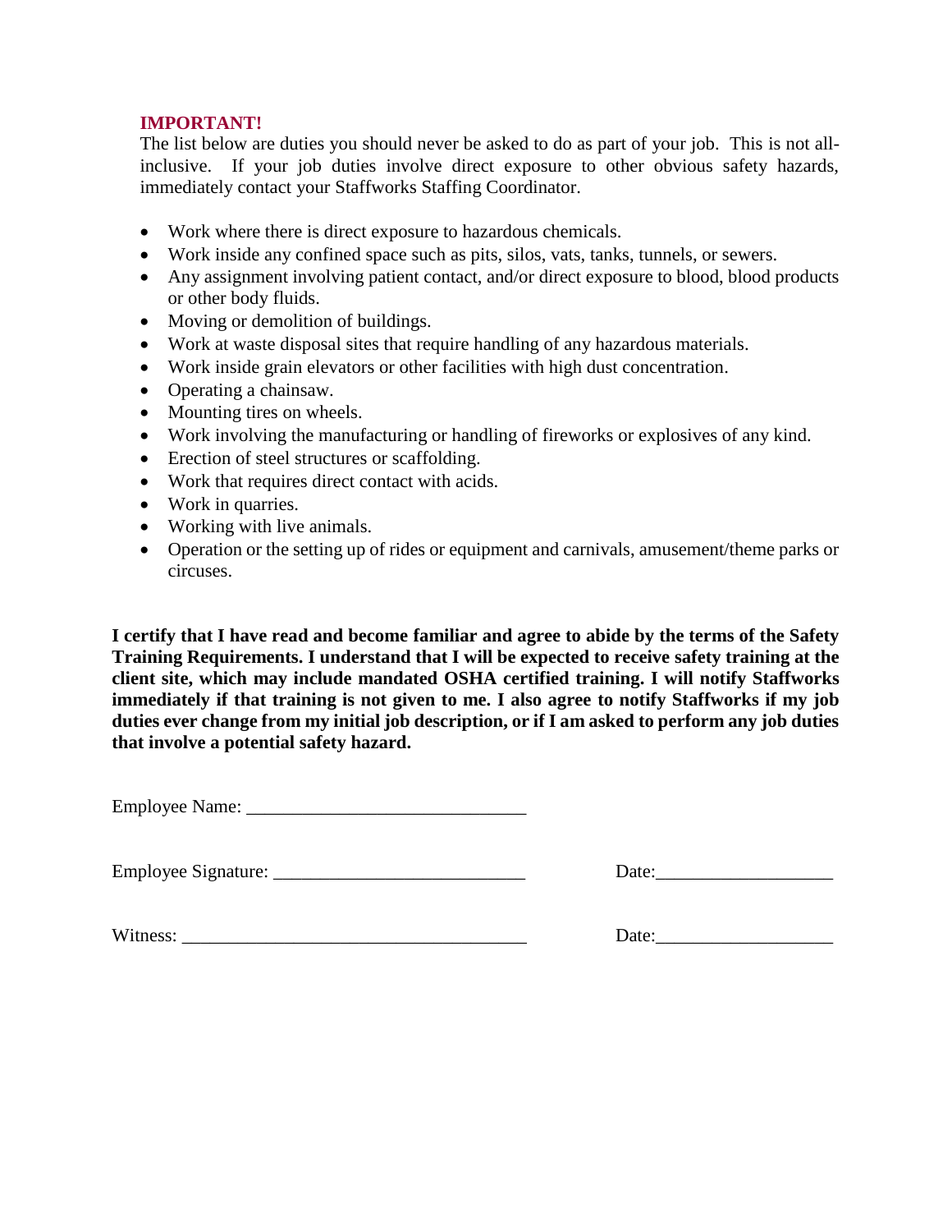**IMPORTANT!**

The list below are duties you should never be asked to do as part of your job. This is not all-inclusive. If your job duties involve direct exposure to other obvious safety hazards, immediately contact your Staffworks Staffing Coordinator.

- Work where there is direct exposure to hazardous chemicals.
- Work inside any confined space such as pits, silos, vats, tanks, tunnels, or sewers.
- Any assignment involving patient contact, and/or direct exposure to blood, blood products or other body fluids.
- Moving or demolition of buildings.
- Work at waste disposal sites that require handling of any hazardous materials.
- Work inside grain elevators or other facilities with high dust concentration.
- Operating a chainsaw.
- Mounting tires on wheels.
- Work involving the manufacturing or handling of fireworks or explosives of any kind.
- Erection of steel structures or scaffolding.
- Work that requires direct contact with acids.
- Work in quarries.
- Working with live animals.
- Operation or the setting up of rides or equipment and carnivals, amusement/theme parks or circuses.

**I certify that I have read and become familiar and agree to abide by the terms of the Safety Training Requirements. I understand that I will be expected to receive safety training at the client site, which may include mandated OSHA certified training. I will notify Staffworks immediately if that training is not given to me. I also agree to notify Staffworks if my job duties ever change from my initial job description, or if I am asked to perform any job duties that involve a potential safety hazard.**

Employee Name: ______________________________

Employee Signature: ___________________________ Date:___________________

Witness: _____________________________________ Date:___________________